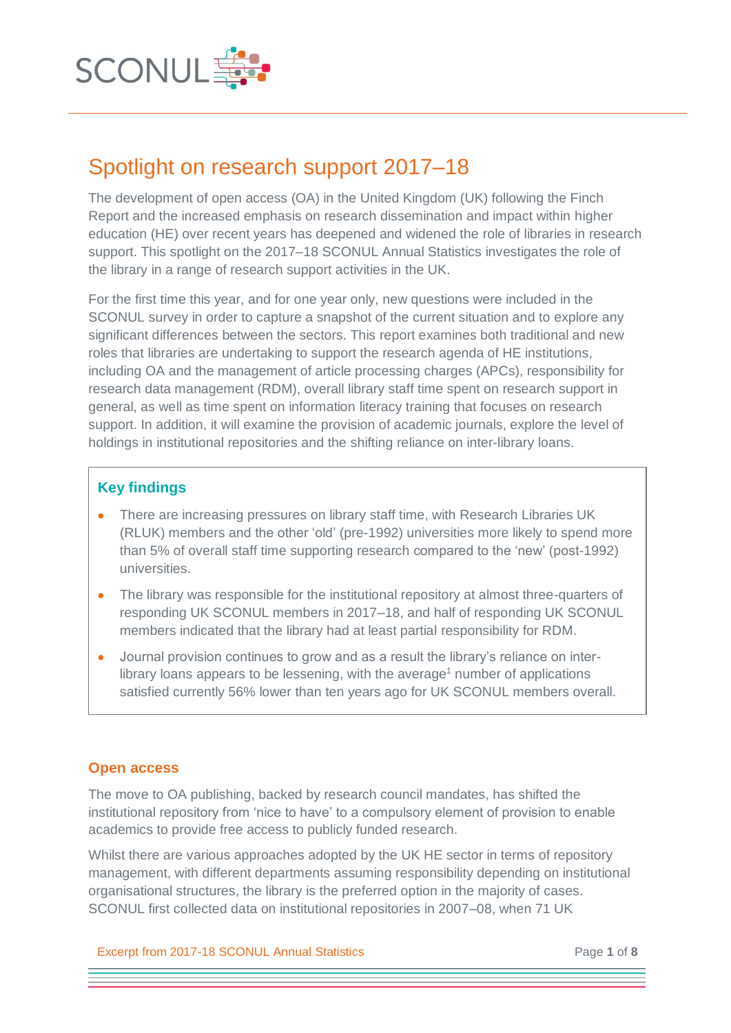# Spotlight on research support 2017–18

The development of open access (OA) in the United Kingdom (UK) following the Finch Report and the increased emphasis on research dissemination and impact within higher education (HE) over recent years has deepened and widened the role of libraries in research support. This spotlight on the 2017–18 SCONUL Annual Statistics investigates the role of the library in a range of research support activities in the UK.

For the first time this year, and for one year only, new questions were included in the SCONUL survey in order to capture a snapshot of the current situation and to explore any significant differences between the sectors. This report examines both traditional and new roles that libraries are undertaking to support the research agenda of HE institutions, including OA and the management of article processing charges (APCs), responsibility for research data management (RDM), overall library staff time spent on research support in general, as well as time spent on information literacy training that focuses on research support. In addition, it will examine the provision of academic journals, explore the level of holdings in institutional repositories and the shifting reliance on inter-library loans.

## Key findings

- There are increasing pressures on library staff time, with Research Libraries UK (RLUK) members and the other 'old' (pre-1992) universities more likely to spend more than 5% of overall staff time supporting research compared to the 'new' (post-1992) universities.
- The library was responsible for the institutional repository at almost three-quarters of responding UK SCONUL members in 2017–18, and half of responding UK SCONUL members indicated that the library had at least partial responsibility for RDM.
- Journal provision continues to grow and as a result the library's reliance on inter-library loans appears to be lessening, with the average[1] number of applications satisfied currently 56% lower than ten years ago for UK SCONUL members overall.

## Open access

The move to OA publishing, backed by research council mandates, has shifted the institutional repository from 'nice to have' to a compulsory element of provision to enable academics to provide free access to publicly funded research.

Whilst there are various approaches adopted by the UK HE sector in terms of repository management, with different departments assuming responsibility depending on institutional organisational structures, the library is the preferred option in the majority of cases. SCONUL first collected data on institutional repositories in 2007–08, when 71 UK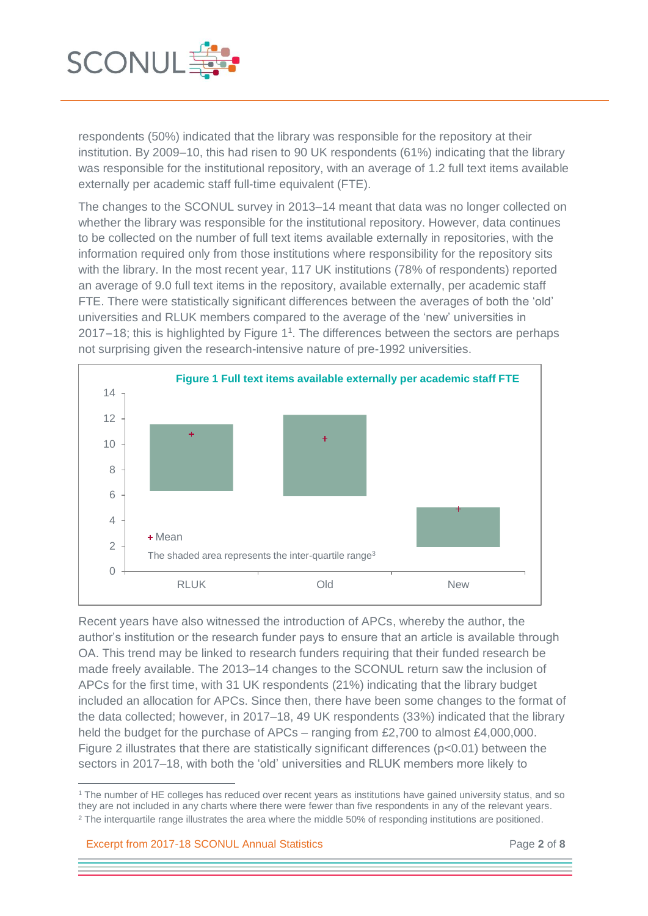respondents (50%) indicated that the library was responsible for the repository at their institution. By 2009–10, this had risen to 90 UK respondents (61%) indicating that the library was responsible for the institutional repository, with an average of 1.2 full text items available externally per academic staff full-time equivalent (FTE).

The changes to the SCONUL survey in 2013–14 meant that data was no longer collected on whether the library was responsible for the institutional repository. However, data continues to be collected on the number of full text items available externally in repositories, with the information required only from those institutions where responsibility for the repository sits with the library. In the most recent year, 117 UK institutions (78% of respondents) reported an average of 9.0 full text items in the repository, available externally, per academic staff FTE. There were statistically significant differences between the averages of both the 'old' universities and RLUK members compared to the average of the 'new' universities in 2017–18; this is highlighted by Figure 1[1]. The differences between the sectors are perhaps not surprising given the research-intensive nature of pre-1992 universities.

**Figure 1 Full text items available externally per academic staff FTE**

+ Mean

The shaded area represents the inter-quartile range[3]

Recent years have also witnessed the introduction of APCs, whereby the author, the author's institution or the research funder pays to ensure that an article is available through OA. This trend may be linked to research funders requiring that their funded research be made freely available. The 2013–14 changes to the SCONUL return saw the inclusion of APCs for the first time, with 31 UK respondents (21%) indicating that the library budget included an allocation for APCs. Since then, there have been some changes to the format of the data collected; however, in 2017–18, 49 UK respondents (33%) indicated that the library held the budget for the purchase of APCs – ranging from £2,700 to almost £4,000,000. Figure 2 illustrates that there are statistically significant differences ($p<0.01$) between the sectors in 2017–18, with both the 'old' universities and RLUK members more likely to

---

[1] The number of HE colleges has reduced over recent years as institutions have gained university status, and so they are not included in any charts where there were fewer than five respondents in any of the relevant years.

[2] The interquartile range illustrates the area where the middle 50% of responding institutions are positioned.

Excerpt from 2017-18 SCONUL Annual Statistics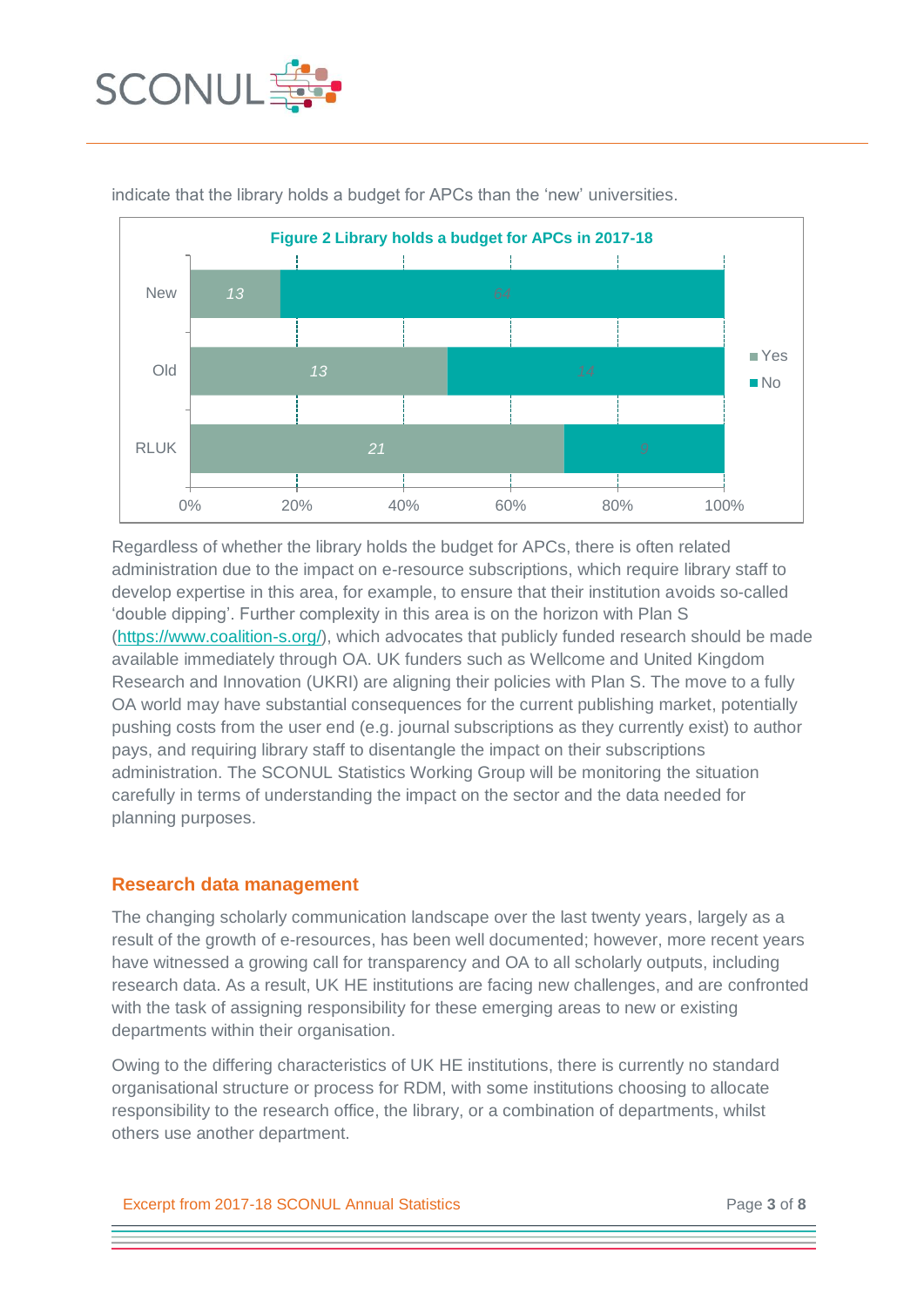indicate that the library holds a budget for APCs than the 'new' universities.

**Figure 2 Library holds a budget for APCs in 2017-18**

| | Yes | No |
|---|---|---|
| New | 13 | 64 |
| Old | 13 | 14 |
| RLUK | 21 | 9 |

Regardless of whether the library holds the budget for APCs, there is often related administration due to the impact on e-resource subscriptions, which require library staff to develop expertise in this area, for example, to ensure that their institution avoids so-called 'double dipping'. Further complexity in this area is on the horizon with Plan S (https://www.coalition-s.org/), which advocates that publicly funded research should be made available immediately through OA. UK funders such as Wellcome and United Kingdom Research and Innovation (UKRI) are aligning their policies with Plan S. The move to a fully OA world may have substantial consequences for the current publishing market, potentially pushing costs from the user end (e.g. journal subscriptions as they currently exist) to author pays, and requiring library staff to disentangle the impact on their subscriptions administration. The SCONUL Statistics Working Group will be monitoring the situation carefully in terms of understanding the impact on the sector and the data needed for planning purposes.

## Research data management

The changing scholarly communication landscape over the last twenty years, largely as a result of the growth of e-resources, has been well documented; however, more recent years have witnessed a growing call for transparency and OA to all scholarly outputs, including research data. As a result, UK HE institutions are facing new challenges, and are confronted with the task of assigning responsibility for these emerging areas to new or existing departments within their organisation.

Owing to the differing characteristics of UK HE institutions, there is currently no standard organisational structure or process for RDM, with some institutions choosing to allocate responsibility to the research office, the library, or a combination of departments, whilst others use another department.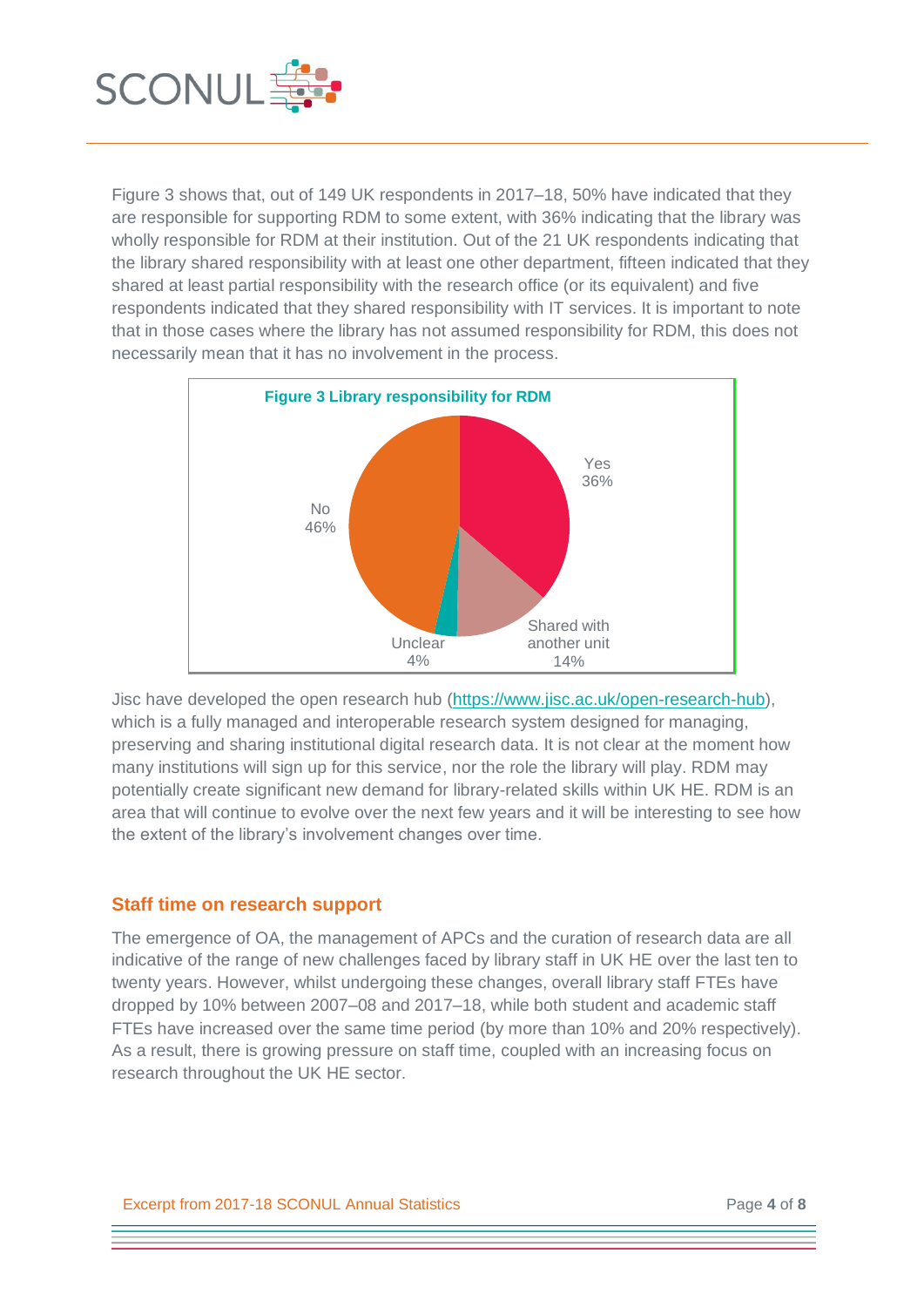Figure 3 shows that, out of 149 UK respondents in 2017–18, 50% have indicated that they are responsible for supporting RDM to some extent, with 36% indicating that the library was wholly responsible for RDM at their institution. Out of the 21 UK respondents indicating that the library shared responsibility with at least one other department, fifteen indicated that they shared at least partial responsibility with the research office (or its equivalent) and five respondents indicated that they shared responsibility with IT services. It is important to note that in those cases where the library has not assumed responsibility for RDM, this does not necessarily mean that it has no involvement in the process.

**Figure 3 Library responsibility for RDM**

| Response | Percentage |
| --- | --- |
| Yes | 36% |
| Shared with another unit | 14% |
| Unclear | 4% |
| No | 46% |

Jisc have developed the open research hub (https://www.jisc.ac.uk/open-research-hub), which is a fully managed and interoperable research system designed for managing, preserving and sharing institutional digital research data. It is not clear at the moment how many institutions will sign up for this service, nor the role the library will play. RDM may potentially create significant new demand for library-related skills within UK HE. RDM is an area that will continue to evolve over the next few years and it will be interesting to see how the extent of the library's involvement changes over time.

## Staff time on research support

The emergence of OA, the management of APCs and the curation of research data are all indicative of the range of new challenges faced by library staff in UK HE over the last ten to twenty years. However, whilst undergoing these changes, overall library staff FTEs have dropped by 10% between 2007–08 and 2017–18, while both student and academic staff FTEs have increased over the same time period (by more than 10% and 20% respectively). As a result, there is growing pressure on staff time, coupled with an increasing focus on research throughout the UK HE sector.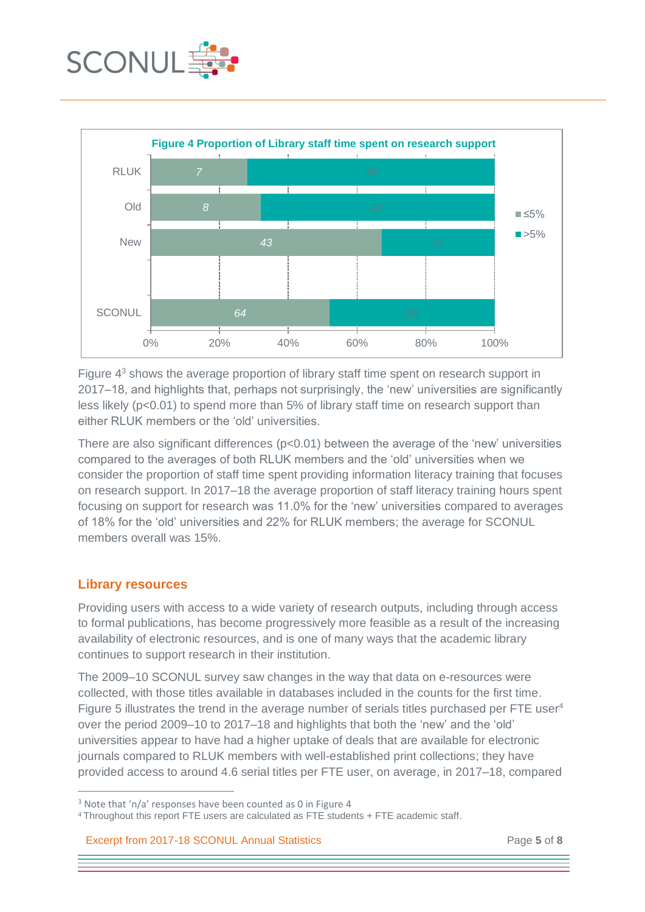**Figure 4 Proportion of Library staff time spent on research support**

| | ≤5% | >5% |
|---|---|---|
| RLUK | 7 | 18 |
| Old | 8 | 17 |
| New | 43 | 21 |
| SCONUL | 64 | 59 |

Figure 4[3] shows the average proportion of library staff time spent on research support in 2017–18, and highlights that, perhaps not surprisingly, the 'new' universities are significantly less likely ($p<0.01$) to spend more than 5% of library staff time on research support than either RLUK members or the 'old' universities.

There are also significant differences ($p<0.01$) between the average of the 'new' universities compared to the averages of both RLUK members and the 'old' universities when we consider the proportion of staff time spent providing information literacy training that focuses on research support. In 2017–18 the average proportion of staff literacy training hours spent focusing on support for research was 11.0% for the 'new' universities compared to averages of 18% for the 'old' universities and 22% for RLUK members; the average for SCONUL members overall was 15%.

## Library resources

Providing users with access to a wide variety of research outputs, including through access to formal publications, has become progressively more feasible as a result of the increasing availability of electronic resources, and is one of many ways that the academic library continues to support research in their institution.

The 2009–10 SCONUL survey saw changes in the way that data on e-resources were collected, with those titles available in databases included in the counts for the first time. Figure 5 illustrates the trend in the average number of serials titles purchased per FTE user[4] over the period 2009–10 to 2017–18 and highlights that both the 'new' and the 'old' universities appear to have had a higher uptake of deals that are available for electronic journals compared to RLUK members with well-established print collections; they have provided access to around 4.6 serial titles per FTE user, on average, in 2017–18, compared

[3] Note that 'n/a' responses have been counted as 0 in Figure 4

[4] Throughout this report FTE users are calculated as FTE students + FTE academic staff.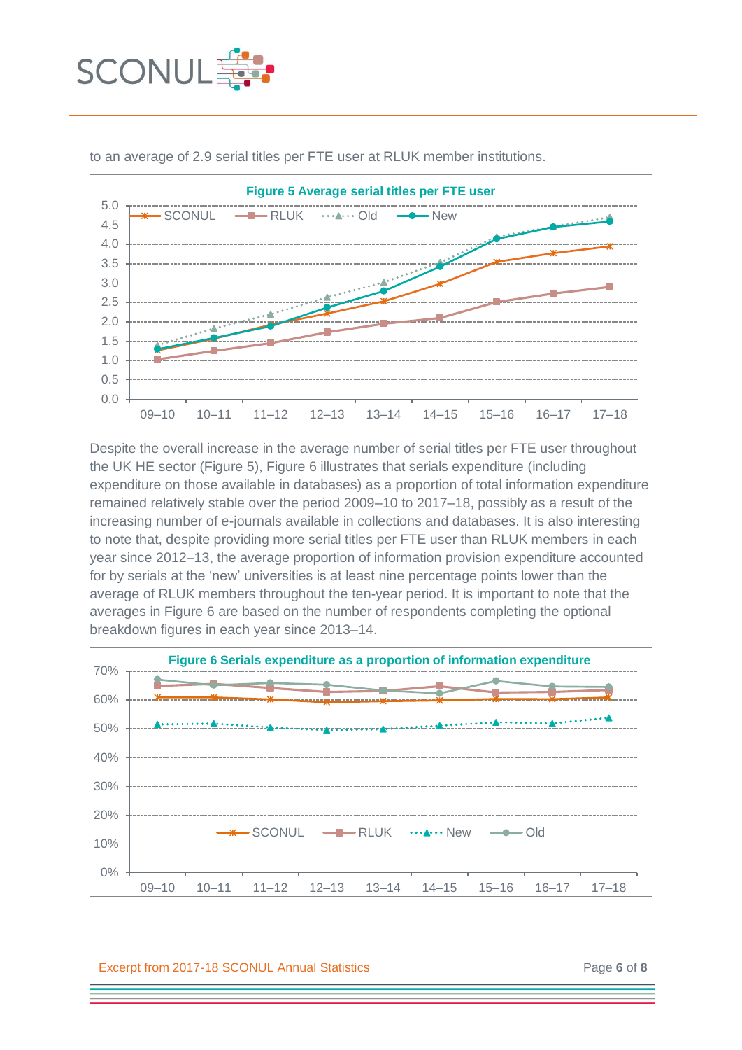to an average of 2.9 serial titles per FTE user at RLUK member institutions.

**Figure 5 Average serial titles per FTE user**

Despite the overall increase in the average number of serial titles per FTE user throughout the UK HE sector (Figure 5), Figure 6 illustrates that serials expenditure (including expenditure on those available in databases) as a proportion of total information expenditure remained relatively stable over the period 2009–10 to 2017–18, possibly as a result of the increasing number of e-journals available in collections and databases. It is also interesting to note that, despite providing more serial titles per FTE user than RLUK members in each year since 2012–13, the average proportion of information provision expenditure accounted for by serials at the 'new' universities is at least nine percentage points lower than the average of RLUK members throughout the ten-year period. It is important to note that the averages in Figure 6 are based on the number of respondents completing the optional breakdown figures in each year since 2013–14.

**Figure 6 Serials expenditure as a proportion of information expenditure**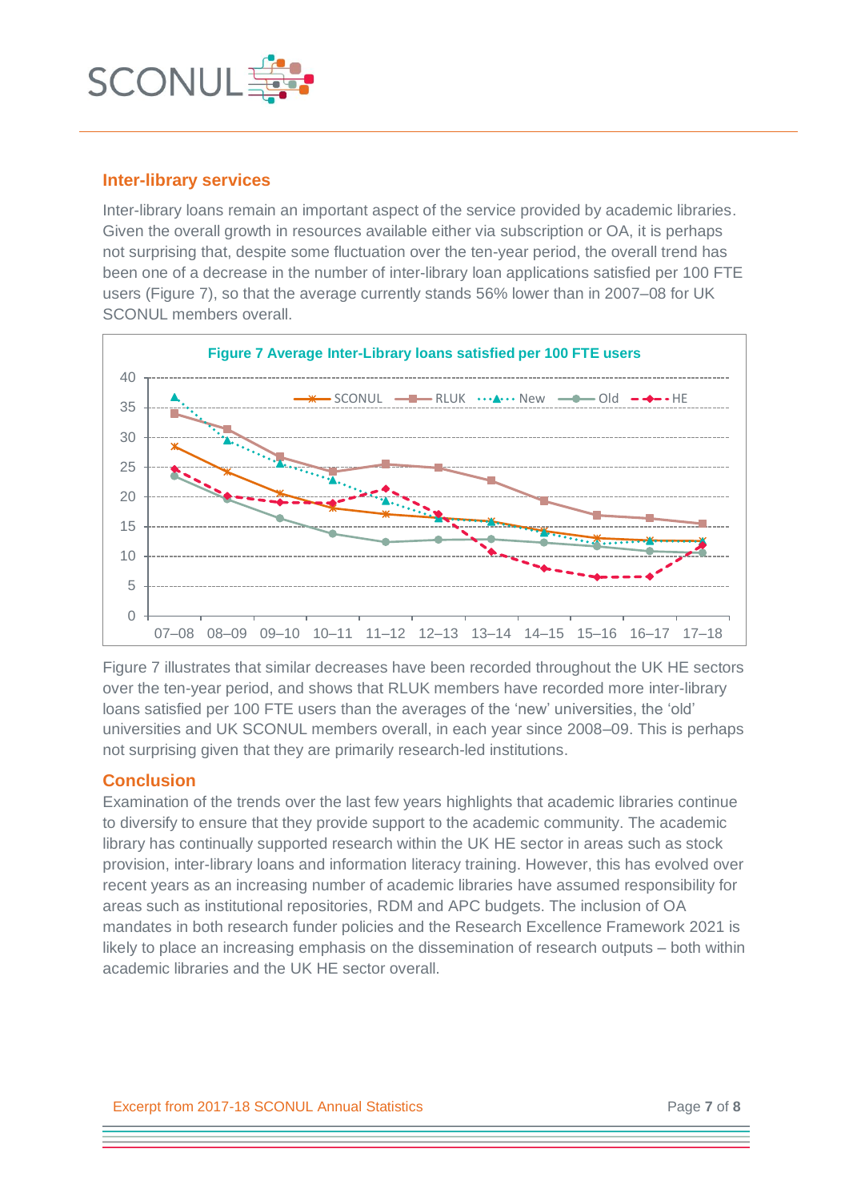## Inter-library services

Inter-library loans remain an important aspect of the service provided by academic libraries. Given the overall growth in resources available either via subscription or OA, it is perhaps not surprising that, despite some fluctuation over the ten-year period, the overall trend has been one of a decrease in the number of inter-library loan applications satisfied per 100 FTE users (Figure 7), so that the average currently stands 56% lower than in 2007–08 for UK SCONUL members overall.

**Figure 7 Average Inter-Library loans satisfied per 100 FTE users**

Figure 7 illustrates that similar decreases have been recorded throughout the UK HE sectors over the ten-year period, and shows that RLUK members have recorded more inter-library loans satisfied per 100 FTE users than the averages of the 'new' universities, the 'old' universities and UK SCONUL members overall, in each year since 2008–09. This is perhaps not surprising given that they are primarily research-led institutions.

## Conclusion

Examination of the trends over the last few years highlights that academic libraries continue to diversify to ensure that they provide support to the academic community. The academic library has continually supported research within the UK HE sector in areas such as stock provision, inter-library loans and information literacy training. However, this has evolved over recent years as an increasing number of academic libraries have assumed responsibility for areas such as institutional repositories, RDM and APC budgets. The inclusion of OA mandates in both research funder policies and the Research Excellence Framework 2021 is likely to place an increasing emphasis on the dissemination of research outputs – both within academic libraries and the UK HE sector overall.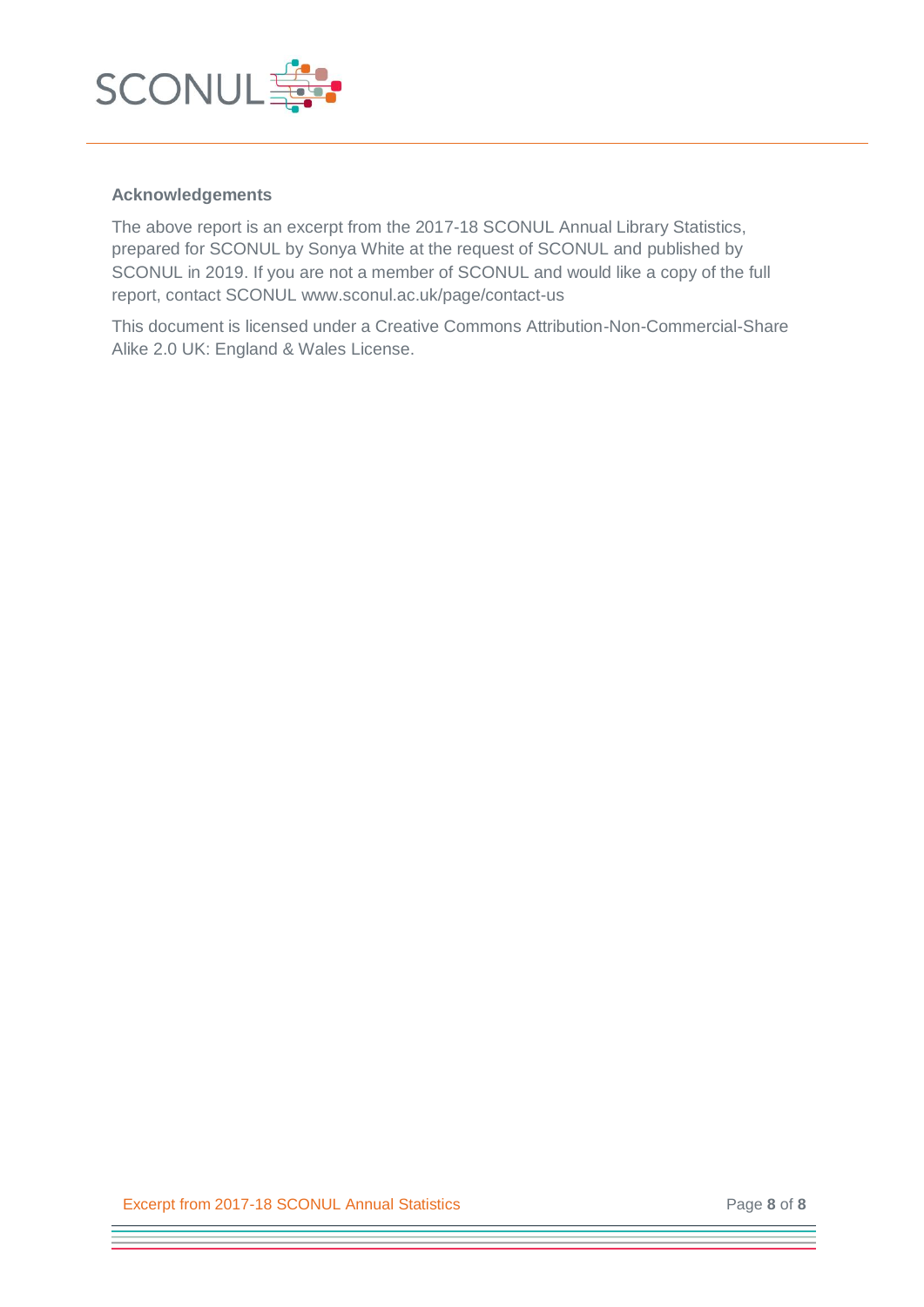### Acknowledgements

The above report is an excerpt from the 2017-18 SCONUL Annual Library Statistics, prepared for SCONUL by Sonya White at the request of SCONUL and published by SCONUL in 2019. If you are not a member of SCONUL and would like a copy of the full report, contact SCONUL www.sconul.ac.uk/page/contact-us

This document is licensed under a Creative Commons Attribution-Non-Commercial-Share Alike 2.0 UK: England & Wales License.